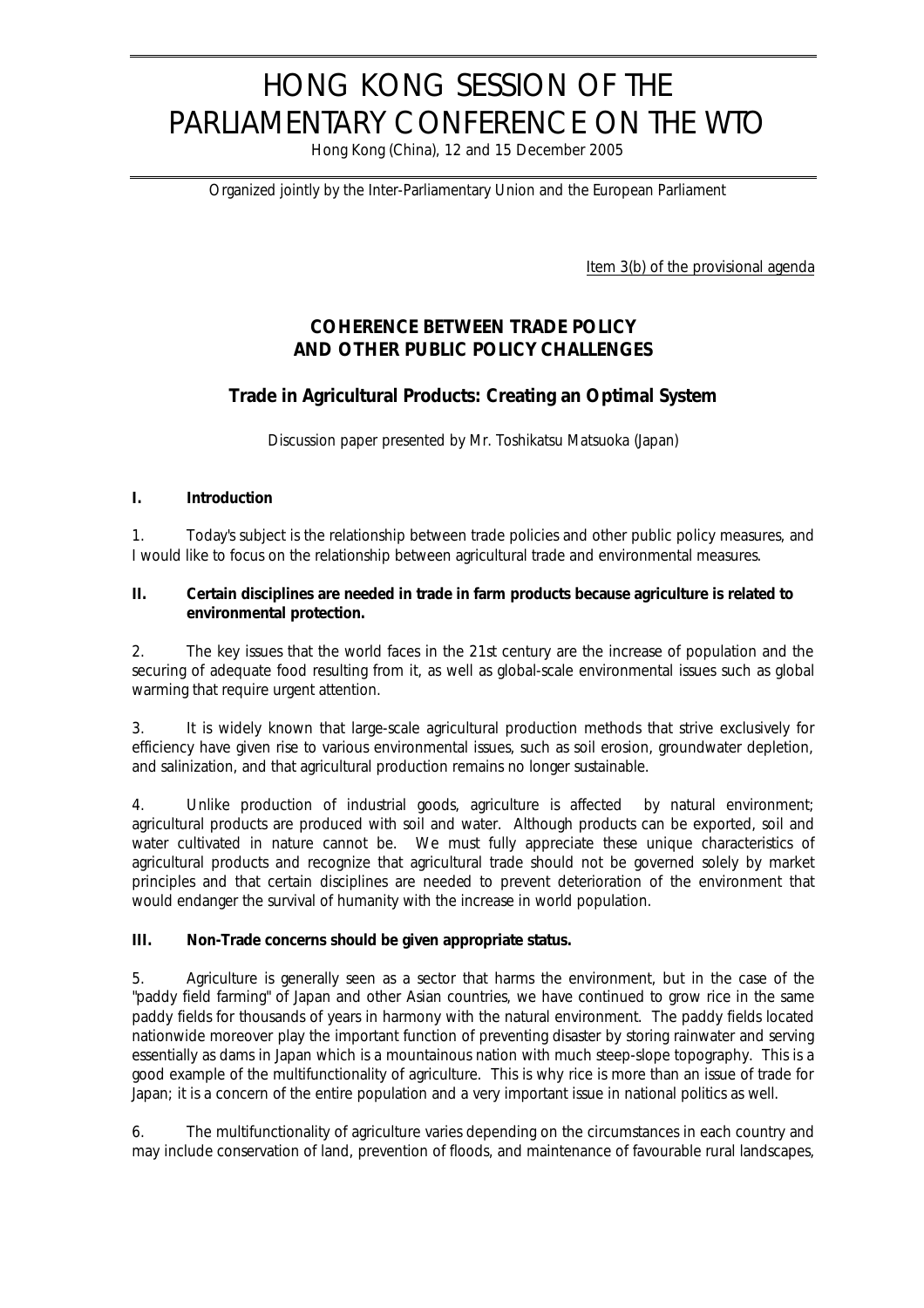# HONG KONG SESSION OF THE PARLIAMENTARY CONFERENCE ON THE WTO

Hong Kong (China), 12 and 15 December 2005

Organized jointly by the Inter-Parliamentary Union and the European Parliament

Item 3(b) of the provisional agenda

## COHERENCE BETWEEN TRADE POLICY AND OTHER PUBLIC POLICY CHALLENGES

## Trade in Agricultural Products: Creating an Optimal System

Discussion paper presented by Mr. Toshikatsu Matsuoka (Japan)

### I. Introduction

1. Today's subject is the relationship between trade policies and other public policy measures, and I would like to focus on the relationship between agricultural trade and environmental measures.

### II. Certain disciplines are needed in trade in farm products because agriculture is related to environmental protection.

2. The key issues that the world faces in the 21st century are the increase of population and the securing of adequate food resulting from it, as well as global-scale environmental issues such as global warming that require urgent attention.

3. It is widely known that large-scale agricultural production methods that strive exclusively for efficiency have given rise to various environmental issues, such as soil erosion, groundwater depletion, and salinization, and that agricultural production remains no longer sustainable.

4. Unlike production of industrial goods, agriculture is affected by natural environment; agricultural products are produced with soil and water. Although products can be exported, soil and water cultivated in nature cannot be. We must fully appreciate these unique characteristics of agricultural products and recognize that agricultural trade should not be governed solely by market principles and that certain disciplines are needed to prevent deterioration of the environment that would endanger the survival of humanity with the increase in world population.

### III. Non-Trade concerns should be given appropriate status.

5. Agriculture is generally seen as a sector that harms the environment, but in the case of the "paddy field farming" of Japan and other Asian countries, we have continued to grow rice in the same paddy fields for thousands of years in harmony with the natural environment. The paddy fields located nationwide moreover play the important function of preventing disaster by storing rainwater and serving essentially as dams in Japan which is a mountainous nation with much steep-slope topography. This is a good example of the multifunctionality of agriculture. This is why rice is more than an issue of trade for Japan; it is a concern of the entire population and a very important issue in national politics as well.

6. The multifunctionality of agriculture varies depending on the circumstances in each country and may include conservation of land, prevention of floods, and maintenance of favourable rural landscapes,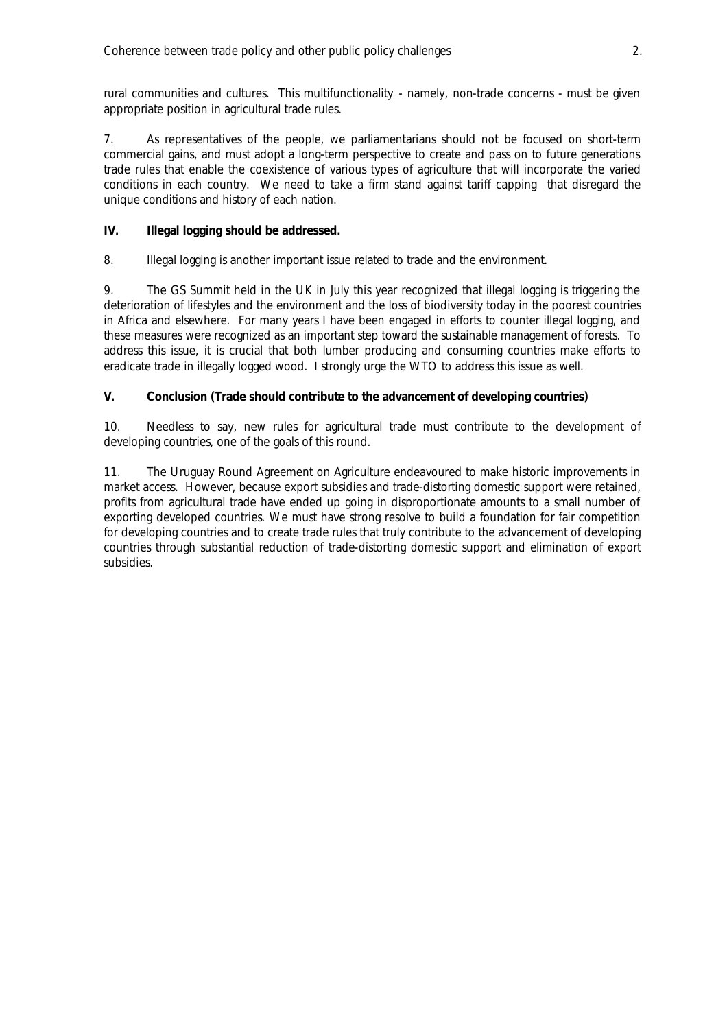rural communities and cultures. This multifunctionality - namely, non-trade concerns - must be given appropriate position in agricultural trade rules.

7. As representatives of the people, we parliamentarians should not be focused on short-term commercial gains, and must adopt a long-term perspective to create and pass on to future generations trade rules that enable the coexistence of various types of agriculture that will incorporate the varied conditions in each country. We need to take a firm stand against tariff capping that disregard the unique conditions and history of each nation.

## IV. Illegal logging should be addressed.

8. Illegal logging is another important issue related to trade and the environment.

9. The GS Summit held in the UK in July this year recognized that illegal logging is triggering the deterioration of lifestyles and the environment and the loss of biodiversity today in the poorest countries in Africa and elsewhere. For many years I have been engaged in efforts to counter illegal logging, and these measures were recognized as an important step toward the sustainable management of forests. To address this issue, it is crucial that both lumber producing and consuming countries make efforts to eradicate trade in illegally logged wood. I strongly urge the WTO to address this issue as well.

## V. Conclusion (Trade should contribute to the advancement of developing countries)

10. Needless to say, new rules for agricultural trade must contribute to the development of developing countries, one of the goals of this round.

11. The Uruguay Round Agreement on Agriculture endeavoured to make historic improvements in market access. However, because export subsidies and trade-distorting domestic support were retained, profits from agricultural trade have ended up going in disproportionate amounts to a small number of exporting developed countries. We must have strong resolve to build a foundation for fair competition for developing countries and to create trade rules that truly contribute to the advancement of developing countries through substantial reduction of trade-distorting domestic support and elimination of export subsidies.